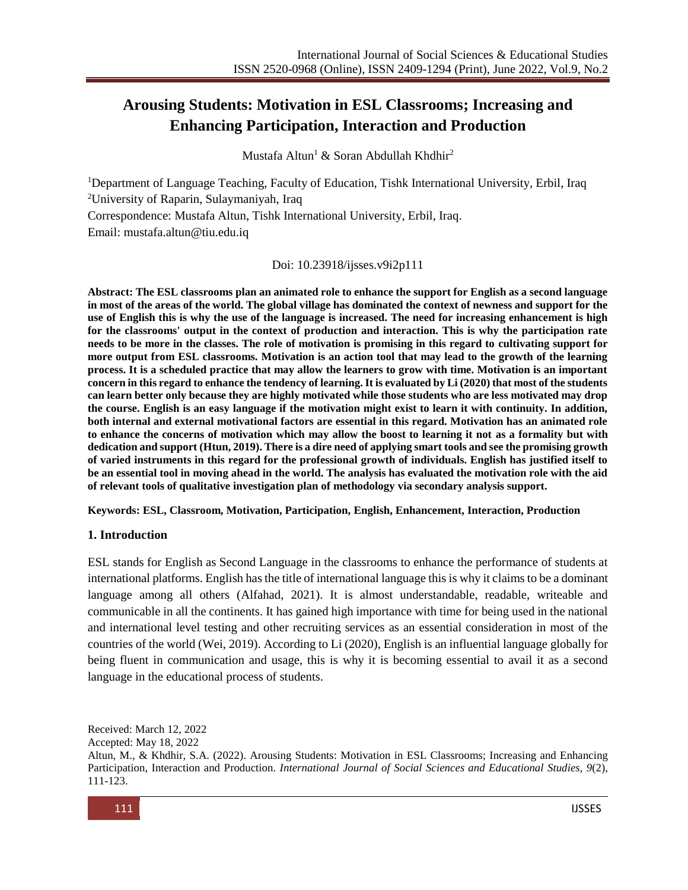# Arousing Students: Motivation in ESL Classrooms; Increasing and Enhancing Participation, Interaction and Production

Mustafa Altun[1] & Soran Abdullah Khdhir[2]

[1]Department of Language Teaching, Faculty of Education, Tishk International University, Erbil, Iraq
[2]University of Raparin, Sulaymaniyah, Iraq
Correspondence: Mustafa Altun, Tishk International University, Erbil, Iraq.
Email: mustafa.altun@tiu.edu.iq

Doi: 10.23918/ijsses.v9i2p111

**Abstract: The ESL classrooms plan an animated role to enhance the support for English as a second language in most of the areas of the world. The global village has dominated the context of newness and support for the use of English this is why the use of the language is increased. The need for increasing enhancement is high for the classrooms' output in the context of production and interaction. This is why the participation rate needs to be more in the classes. The role of motivation is promising in this regard to cultivating support for more output from ESL classrooms. Motivation is an action tool that may lead to the growth of the learning process. It is a scheduled practice that may allow the learners to grow with time. Motivation is an important concern in this regard to enhance the tendency of learning. It is evaluated by Li (2020) that most of the students can learn better only because they are highly motivated while those students who are less motivated may drop the course. English is an easy language if the motivation might exist to learn it with continuity. In addition, both internal and external motivational factors are essential in this regard. Motivation has an animated role to enhance the concerns of motivation which may allow the boost to learning it not as a formality but with dedication and support (Htun, 2019). There is a dire need of applying smart tools and see the promising growth of varied instruments in this regard for the professional growth of individuals. English has justified itself to be an essential tool in moving ahead in the world. The analysis has evaluated the motivation role with the aid of relevant tools of qualitative investigation plan of methodology via secondary analysis support.**

**Keywords: ESL, Classroom, Motivation, Participation, English, Enhancement, Interaction, Production**

## 1. Introduction

ESL stands for English as Second Language in the classrooms to enhance the performance of students at international platforms. English has the title of international language this is why it claims to be a dominant language among all others (Alfahad, 2021). It is almost understandable, readable, writeable and communicable in all the continents. It has gained high importance with time for being used in the national and international level testing and other recruiting services as an essential consideration in most of the countries of the world (Wei, 2019). According to Li (2020), English is an influential language globally for being fluent in communication and usage, this is why it is becoming essential to avail it as a second language in the educational process of students.

Received: March 12, 2022
Accepted: May 18, 2022
Altun, M., & Khdhir, S.A. (2022). Arousing Students: Motivation in ESL Classrooms; Increasing and Enhancing Participation, Interaction and Production. *International Journal of Social Sciences and Educational Studies, 9*(2), 111-123.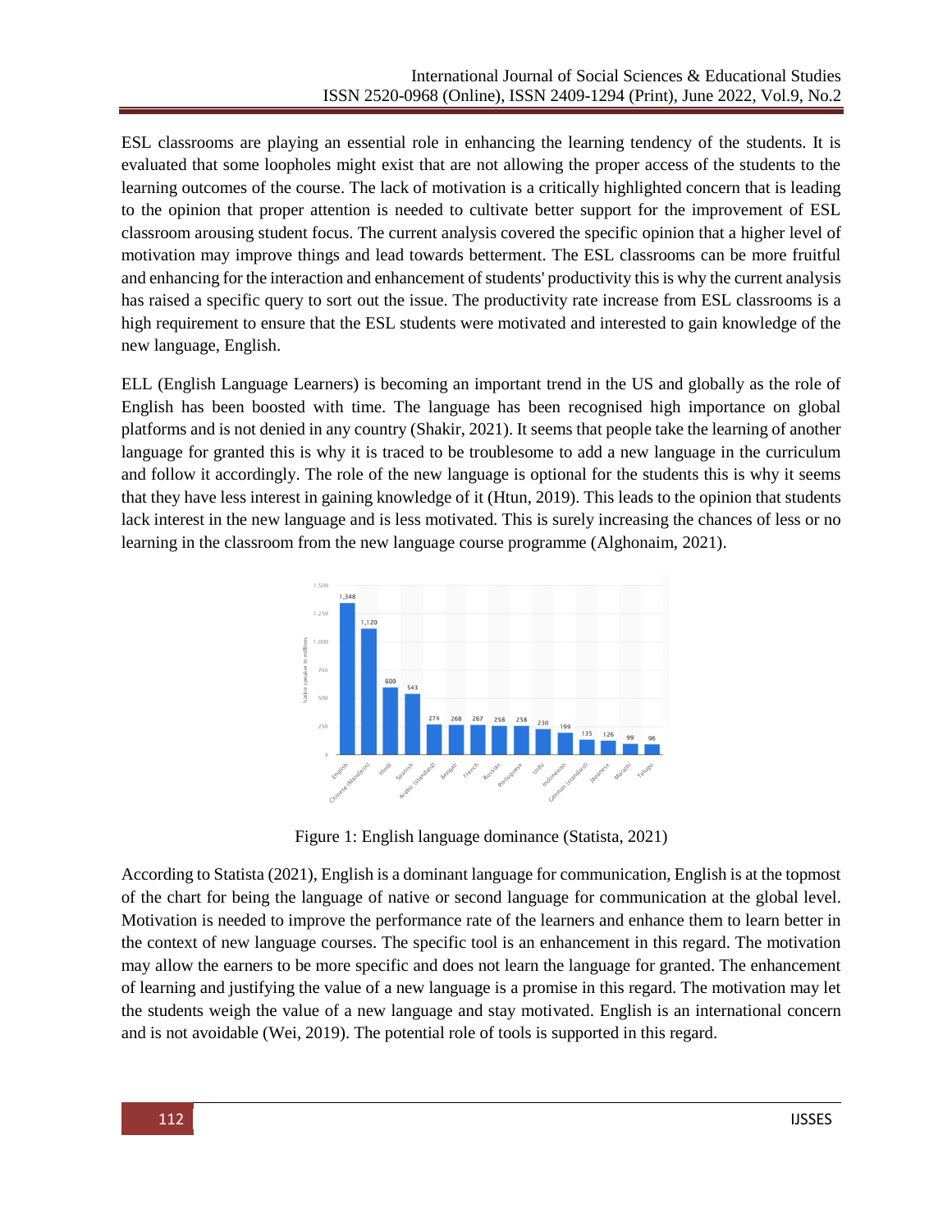ESL classrooms are playing an essential role in enhancing the learning tendency of the students. It is evaluated that some loopholes might exist that are not allowing the proper access of the students to the learning outcomes of the course. The lack of motivation is a critically highlighted concern that is leading to the opinion that proper attention is needed to cultivate better support for the improvement of ESL classroom arousing student focus. The current analysis covered the specific opinion that a higher level of motivation may improve things and lead towards betterment. The ESL classrooms can be more fruitful and enhancing for the interaction and enhancement of students' productivity this is why the current analysis has raised a specific query to sort out the issue. The productivity rate increase from ESL classrooms is a high requirement to ensure that the ESL students were motivated and interested to gain knowledge of the new language, English.

ELL (English Language Learners) is becoming an important trend in the US and globally as the role of English has been boosted with time. The language has been recognised high importance on global platforms and is not denied in any country (Shakir, 2021). It seems that people take the learning of another language for granted this is why it is traced to be troublesome to add a new language in the curriculum and follow it accordingly. The role of the new language is optional for the students this is why it seems that they have less interest in gaining knowledge of it (Htun, 2019). This leads to the opinion that students lack interest in the new language and is less motivated. This is surely increasing the chances of less or no learning in the classroom from the new language course programme (Alghonaim, 2021).

Figure 1: English language dominance (Statista, 2021)

According to Statista (2021), English is a dominant language for communication, English is at the topmost of the chart for being the language of native or second language for communication at the global level. Motivation is needed to improve the performance rate of the learners and enhance them to learn better in the context of new language courses. The specific tool is an enhancement in this regard. The motivation may allow the earners to be more specific and does not learn the language for granted. The enhancement of learning and justifying the value of a new language is a promise in this regard. The motivation may let the students weigh the value of a new language and stay motivated. English is an international concern and is not avoidable (Wei, 2019). The potential role of tools is supported in this regard.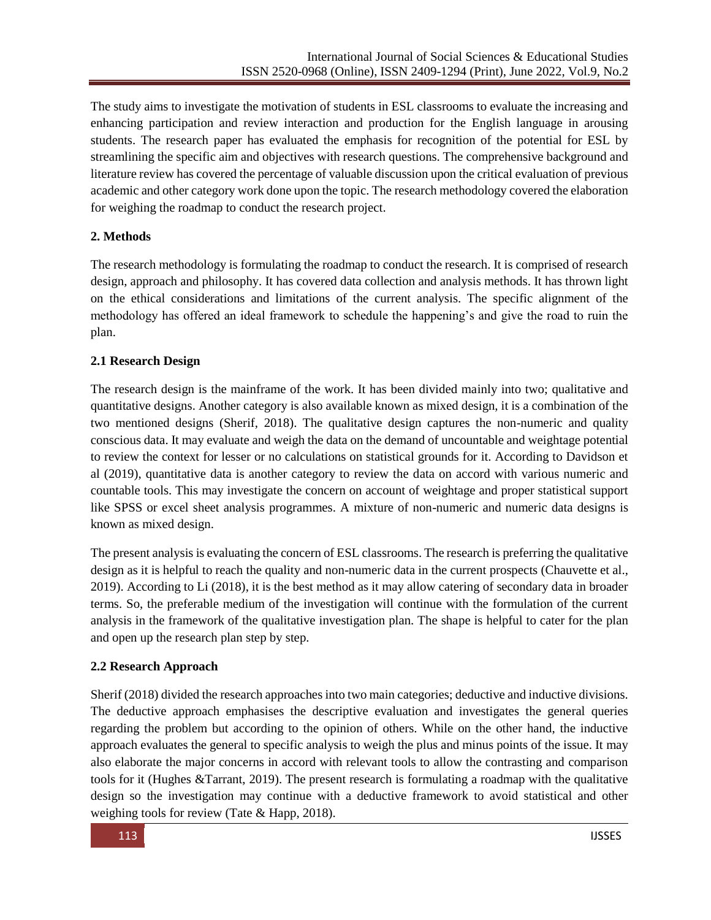The study aims to investigate the motivation of students in ESL classrooms to evaluate the increasing and enhancing participation and review interaction and production for the English language in arousing students. The research paper has evaluated the emphasis for recognition of the potential for ESL by streamlining the specific aim and objectives with research questions. The comprehensive background and literature review has covered the percentage of valuable discussion upon the critical evaluation of previous academic and other category work done upon the topic. The research methodology covered the elaboration for weighing the roadmap to conduct the research project.

## 2. Methods

The research methodology is formulating the roadmap to conduct the research. It is comprised of research design, approach and philosophy. It has covered data collection and analysis methods. It has thrown light on the ethical considerations and limitations of the current analysis. The specific alignment of the methodology has offered an ideal framework to schedule the happening's and give the road to ruin the plan.

### 2.1 Research Design

The research design is the mainframe of the work. It has been divided mainly into two; qualitative and quantitative designs. Another category is also available known as mixed design, it is a combination of the two mentioned designs (Sherif, 2018). The qualitative design captures the non-numeric and quality conscious data. It may evaluate and weigh the data on the demand of uncountable and weightage potential to review the context for lesser or no calculations on statistical grounds for it. According to Davidson et al (2019), quantitative data is another category to review the data on accord with various numeric and countable tools. This may investigate the concern on account of weightage and proper statistical support like SPSS or excel sheet analysis programmes. A mixture of non-numeric and numeric data designs is known as mixed design.

The present analysis is evaluating the concern of ESL classrooms. The research is preferring the qualitative design as it is helpful to reach the quality and non-numeric data in the current prospects (Chauvette et al., 2019). According to Li (2018), it is the best method as it may allow catering of secondary data in broader terms. So, the preferable medium of the investigation will continue with the formulation of the current analysis in the framework of the qualitative investigation plan. The shape is helpful to cater for the plan and open up the research plan step by step.

### 2.2 Research Approach

Sherif (2018) divided the research approaches into two main categories; deductive and inductive divisions. The deductive approach emphasises the descriptive evaluation and investigates the general queries regarding the problem but according to the opinion of others. While on the other hand, the inductive approach evaluates the general to specific analysis to weigh the plus and minus points of the issue. It may also elaborate the major concerns in accord with relevant tools to allow the contrasting and comparison tools for it (Hughes &Tarrant, 2019). The present research is formulating a roadmap with the qualitative design so the investigation may continue with a deductive framework to avoid statistical and other weighing tools for review (Tate & Happ, 2018).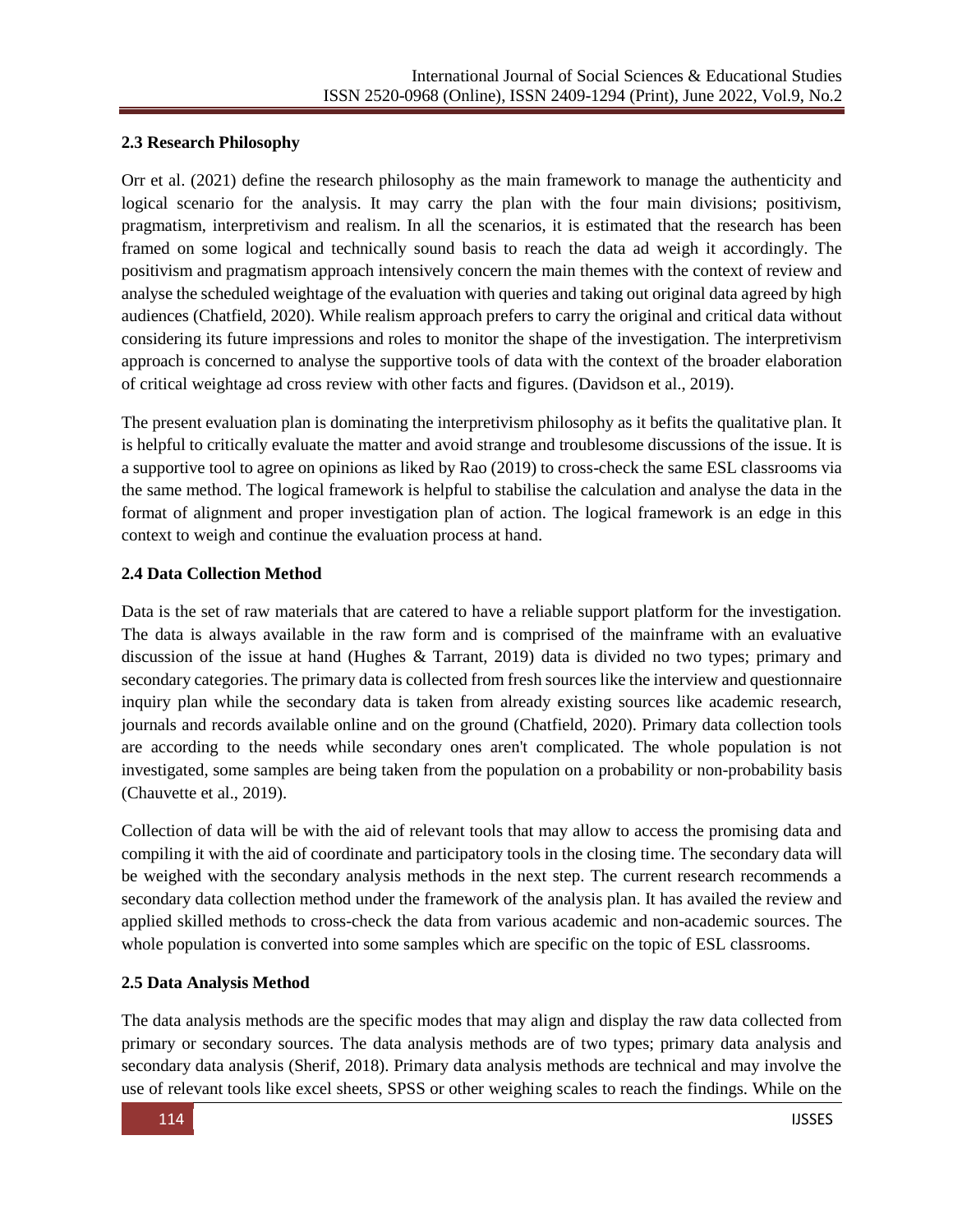### 2.3 Research Philosophy

Orr et al. (2021) define the research philosophy as the main framework to manage the authenticity and logical scenario for the analysis. It may carry the plan with the four main divisions; positivism, pragmatism, interpretivism and realism. In all the scenarios, it is estimated that the research has been framed on some logical and technically sound basis to reach the data ad weigh it accordingly. The positivism and pragmatism approach intensively concern the main themes with the context of review and analyse the scheduled weightage of the evaluation with queries and taking out original data agreed by high audiences (Chatfield, 2020). While realism approach prefers to carry the original and critical data without considering its future impressions and roles to monitor the shape of the investigation. The interpretivism approach is concerned to analyse the supportive tools of data with the context of the broader elaboration of critical weightage ad cross review with other facts and figures. (Davidson et al., 2019).

The present evaluation plan is dominating the interpretivism philosophy as it befits the qualitative plan. It is helpful to critically evaluate the matter and avoid strange and troublesome discussions of the issue. It is a supportive tool to agree on opinions as liked by Rao (2019) to cross-check the same ESL classrooms via the same method. The logical framework is helpful to stabilise the calculation and analyse the data in the format of alignment and proper investigation plan of action. The logical framework is an edge in this context to weigh and continue the evaluation process at hand.

### 2.4 Data Collection Method

Data is the set of raw materials that are catered to have a reliable support platform for the investigation. The data is always available in the raw form and is comprised of the mainframe with an evaluative discussion of the issue at hand (Hughes & Tarrant, 2019) data is divided no two types; primary and secondary categories. The primary data is collected from fresh sources like the interview and questionnaire inquiry plan while the secondary data is taken from already existing sources like academic research, journals and records available online and on the ground (Chatfield, 2020). Primary data collection tools are according to the needs while secondary ones aren't complicated. The whole population is not investigated, some samples are being taken from the population on a probability or non-probability basis (Chauvette et al., 2019).

Collection of data will be with the aid of relevant tools that may allow to access the promising data and compiling it with the aid of coordinate and participatory tools in the closing time. The secondary data will be weighed with the secondary analysis methods in the next step. The current research recommends a secondary data collection method under the framework of the analysis plan. It has availed the review and applied skilled methods to cross-check the data from various academic and non-academic sources. The whole population is converted into some samples which are specific on the topic of ESL classrooms.

### 2.5 Data Analysis Method

The data analysis methods are the specific modes that may align and display the raw data collected from primary or secondary sources. The data analysis methods are of two types; primary data analysis and secondary data analysis (Sherif, 2018). Primary data analysis methods are technical and may involve the use of relevant tools like excel sheets, SPSS or other weighing scales to reach the findings. While on the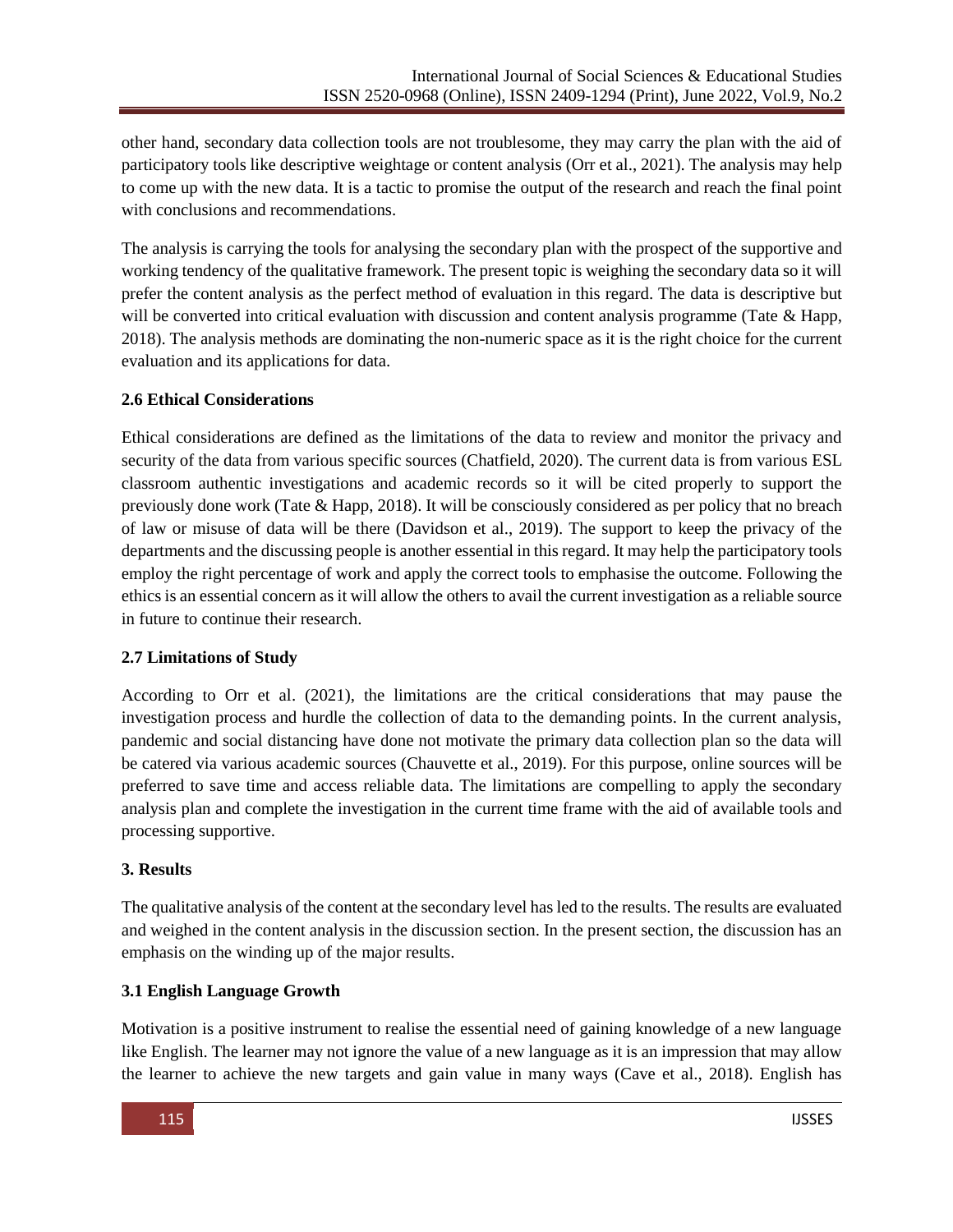other hand, secondary data collection tools are not troublesome, they may carry the plan with the aid of participatory tools like descriptive weightage or content analysis (Orr et al., 2021). The analysis may help to come up with the new data. It is a tactic to promise the output of the research and reach the final point with conclusions and recommendations.

The analysis is carrying the tools for analysing the secondary plan with the prospect of the supportive and working tendency of the qualitative framework. The present topic is weighing the secondary data so it will prefer the content analysis as the perfect method of evaluation in this regard. The data is descriptive but will be converted into critical evaluation with discussion and content analysis programme (Tate & Happ, 2018). The analysis methods are dominating the non-numeric space as it is the right choice for the current evaluation and its applications for data.

### 2.6 Ethical Considerations

Ethical considerations are defined as the limitations of the data to review and monitor the privacy and security of the data from various specific sources (Chatfield, 2020). The current data is from various ESL classroom authentic investigations and academic records so it will be cited properly to support the previously done work (Tate & Happ, 2018). It will be consciously considered as per policy that no breach of law or misuse of data will be there (Davidson et al., 2019). The support to keep the privacy of the departments and the discussing people is another essential in this regard. It may help the participatory tools employ the right percentage of work and apply the correct tools to emphasise the outcome. Following the ethics is an essential concern as it will allow the others to avail the current investigation as a reliable source in future to continue their research.

### 2.7 Limitations of Study

According to Orr et al. (2021), the limitations are the critical considerations that may pause the investigation process and hurdle the collection of data to the demanding points. In the current analysis, pandemic and social distancing have done not motivate the primary data collection plan so the data will be catered via various academic sources (Chauvette et al., 2019). For this purpose, online sources will be preferred to save time and access reliable data. The limitations are compelling to apply the secondary analysis plan and complete the investigation in the current time frame with the aid of available tools and processing supportive.

## 3. Results

The qualitative analysis of the content at the secondary level has led to the results. The results are evaluated and weighed in the content analysis in the discussion section. In the present section, the discussion has an emphasis on the winding up of the major results.

### 3.1 English Language Growth

Motivation is a positive instrument to realise the essential need of gaining knowledge of a new language like English. The learner may not ignore the value of a new language as it is an impression that may allow the learner to achieve the new targets and gain value in many ways (Cave et al., 2018). English has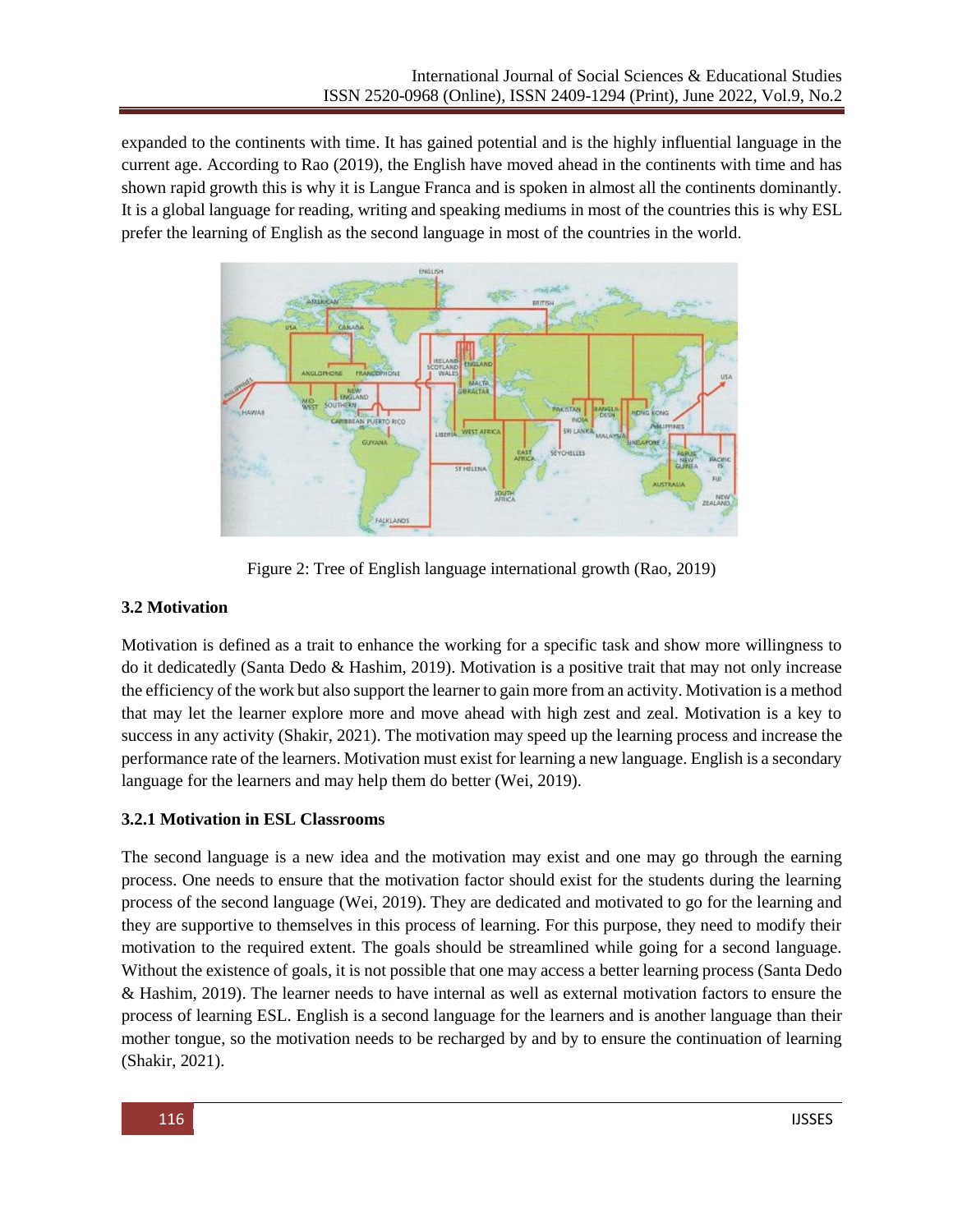expanded to the continents with time. It has gained potential and is the highly influential language in the current age. According to Rao (2019), the English have moved ahead in the continents with time and has shown rapid growth this is why it is Langue Franca and is spoken in almost all the continents dominantly. It is a global language for reading, writing and speaking mediums in most of the countries this is why ESL prefer the learning of English as the second language in most of the countries in the world.

Figure 2: Tree of English language international growth (Rao, 2019)

### 3.2 Motivation

Motivation is defined as a trait to enhance the working for a specific task and show more willingness to do it dedicatedly (Santa Dedo & Hashim, 2019). Motivation is a positive trait that may not only increase the efficiency of the work but also support the learner to gain more from an activity. Motivation is a method that may let the learner explore more and move ahead with high zest and zeal. Motivation is a key to success in any activity (Shakir, 2021). The motivation may speed up the learning process and increase the performance rate of the learners. Motivation must exist for learning a new language. English is a secondary language for the learners and may help them do better (Wei, 2019).

#### 3.2.1 Motivation in ESL Classrooms

The second language is a new idea and the motivation may exist and one may go through the earning process. One needs to ensure that the motivation factor should exist for the students during the learning process of the second language (Wei, 2019). They are dedicated and motivated to go for the learning and they are supportive to themselves in this process of learning. For this purpose, they need to modify their motivation to the required extent. The goals should be streamlined while going for a second language. Without the existence of goals, it is not possible that one may access a better learning process (Santa Dedo & Hashim, 2019). The learner needs to have internal as well as external motivation factors to ensure the process of learning ESL. English is a second language for the learners and is another language than their mother tongue, so the motivation needs to be recharged by and by to ensure the continuation of learning (Shakir, 2021).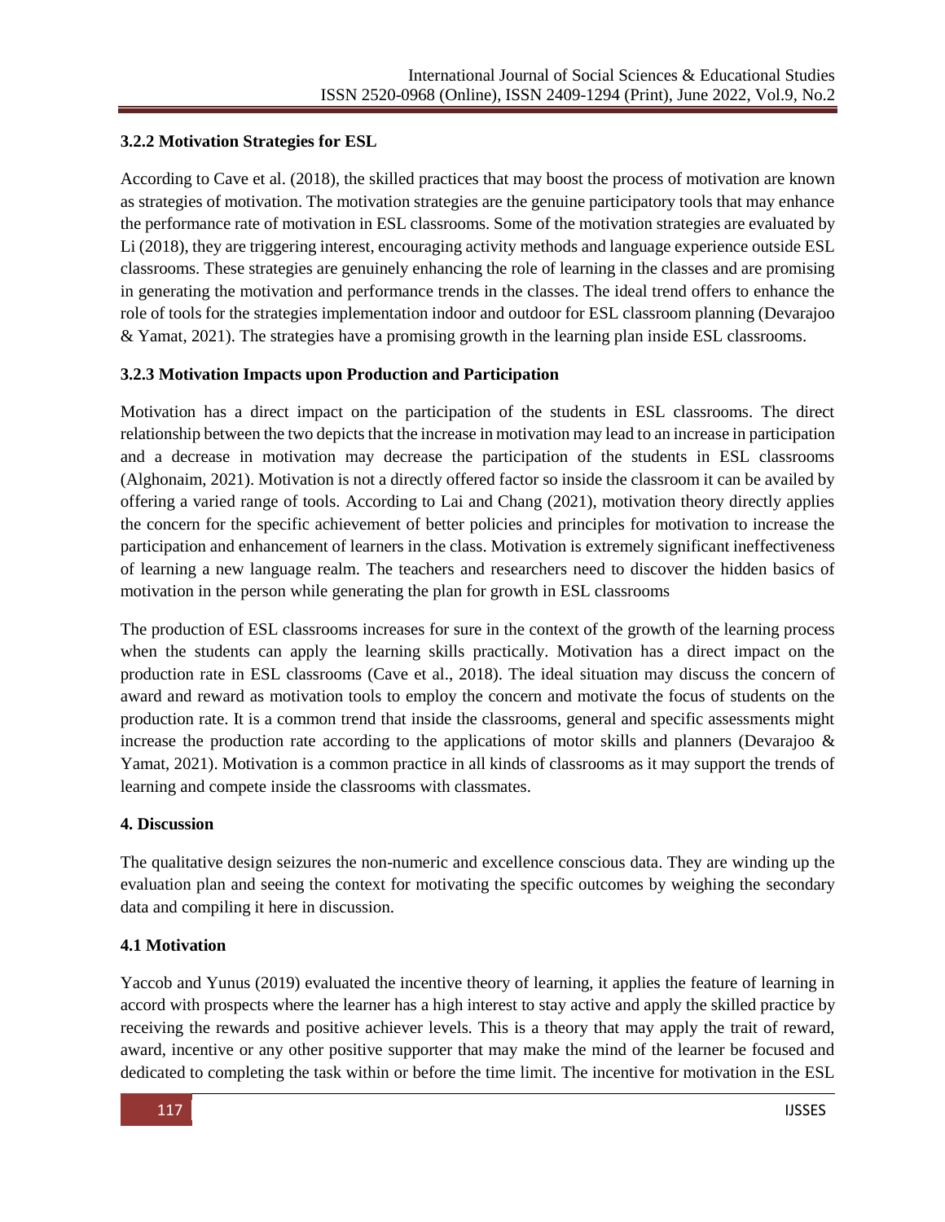### 3.2.2 Motivation Strategies for ESL

According to Cave et al. (2018), the skilled practices that may boost the process of motivation are known as strategies of motivation. The motivation strategies are the genuine participatory tools that may enhance the performance rate of motivation in ESL classrooms. Some of the motivation strategies are evaluated by Li (2018), they are triggering interest, encouraging activity methods and language experience outside ESL classrooms. These strategies are genuinely enhancing the role of learning in the classes and are promising in generating the motivation and performance trends in the classes. The ideal trend offers to enhance the role of tools for the strategies implementation indoor and outdoor for ESL classroom planning (Devarajoo & Yamat, 2021). The strategies have a promising growth in the learning plan inside ESL classrooms.

### 3.2.3 Motivation Impacts upon Production and Participation

Motivation has a direct impact on the participation of the students in ESL classrooms. The direct relationship between the two depicts that the increase in motivation may lead to an increase in participation and a decrease in motivation may decrease the participation of the students in ESL classrooms (Alghonaim, 2021). Motivation is not a directly offered factor so inside the classroom it can be availed by offering a varied range of tools. According to Lai and Chang (2021), motivation theory directly applies the concern for the specific achievement of better policies and principles for motivation to increase the participation and enhancement of learners in the class. Motivation is extremely significant ineffectiveness of learning a new language realm. The teachers and researchers need to discover the hidden basics of motivation in the person while generating the plan for growth in ESL classrooms

The production of ESL classrooms increases for sure in the context of the growth of the learning process when the students can apply the learning skills practically. Motivation has a direct impact on the production rate in ESL classrooms (Cave et al., 2018). The ideal situation may discuss the concern of award and reward as motivation tools to employ the concern and motivate the focus of students on the production rate. It is a common trend that inside the classrooms, general and specific assessments might increase the production rate according to the applications of motor skills and planners (Devarajoo & Yamat, 2021). Motivation is a common practice in all kinds of classrooms as it may support the trends of learning and compete inside the classrooms with classmates.

## 4. Discussion

The qualitative design seizures the non-numeric and excellence conscious data. They are winding up the evaluation plan and seeing the context for motivating the specific outcomes by weighing the secondary data and compiling it here in discussion.

### 4.1 Motivation

Yaccob and Yunus (2019) evaluated the incentive theory of learning, it applies the feature of learning in accord with prospects where the learner has a high interest to stay active and apply the skilled practice by receiving the rewards and positive achiever levels. This is a theory that may apply the trait of reward, award, incentive or any other positive supporter that may make the mind of the learner be focused and dedicated to completing the task within or before the time limit. The incentive for motivation in the ESL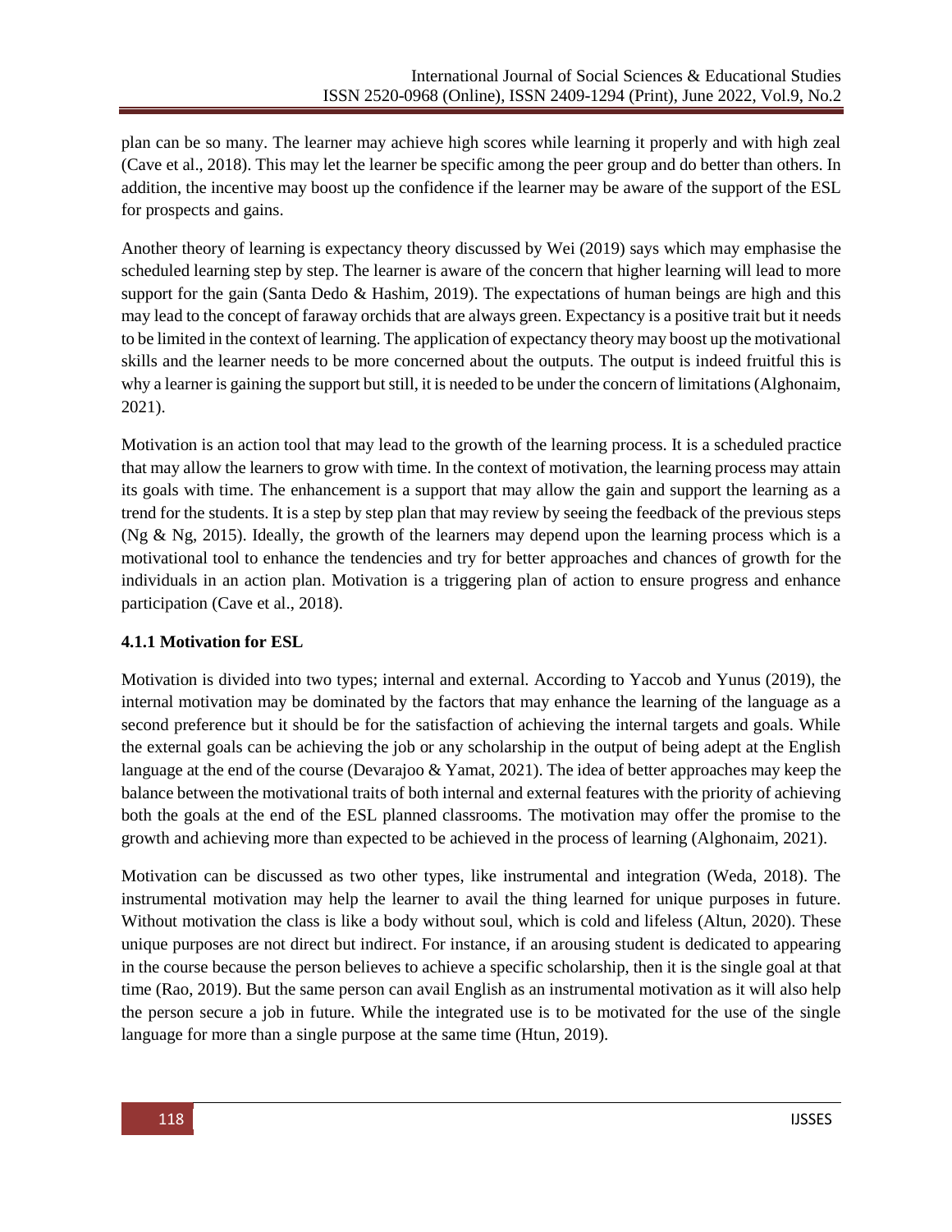plan can be so many. The learner may achieve high scores while learning it properly and with high zeal (Cave et al., 2018). This may let the learner be specific among the peer group and do better than others. In addition, the incentive may boost up the confidence if the learner may be aware of the support of the ESL for prospects and gains.

Another theory of learning is expectancy theory discussed by Wei (2019) says which may emphasise the scheduled learning step by step. The learner is aware of the concern that higher learning will lead to more support for the gain (Santa Dedo & Hashim, 2019). The expectations of human beings are high and this may lead to the concept of faraway orchids that are always green. Expectancy is a positive trait but it needs to be limited in the context of learning. The application of expectancy theory may boost up the motivational skills and the learner needs to be more concerned about the outputs. The output is indeed fruitful this is why a learner is gaining the support but still, it is needed to be under the concern of limitations (Alghonaim, 2021).

Motivation is an action tool that may lead to the growth of the learning process. It is a scheduled practice that may allow the learners to grow with time. In the context of motivation, the learning process may attain its goals with time. The enhancement is a support that may allow the gain and support the learning as a trend for the students. It is a step by step plan that may review by seeing the feedback of the previous steps (Ng & Ng, 2015). Ideally, the growth of the learners may depend upon the learning process which is a motivational tool to enhance the tendencies and try for better approaches and chances of growth for the individuals in an action plan. Motivation is a triggering plan of action to ensure progress and enhance participation (Cave et al., 2018).

### 4.1.1 Motivation for ESL

Motivation is divided into two types; internal and external. According to Yaccob and Yunus (2019), the internal motivation may be dominated by the factors that may enhance the learning of the language as a second preference but it should be for the satisfaction of achieving the internal targets and goals. While the external goals can be achieving the job or any scholarship in the output of being adept at the English language at the end of the course (Devarajoo & Yamat, 2021). The idea of better approaches may keep the balance between the motivational traits of both internal and external features with the priority of achieving both the goals at the end of the ESL planned classrooms. The motivation may offer the promise to the growth and achieving more than expected to be achieved in the process of learning (Alghonaim, 2021).

Motivation can be discussed as two other types, like instrumental and integration (Weda, 2018). The instrumental motivation may help the learner to avail the thing learned for unique purposes in future. Without motivation the class is like a body without soul, which is cold and lifeless (Altun, 2020). These unique purposes are not direct but indirect. For instance, if an arousing student is dedicated to appearing in the course because the person believes to achieve a specific scholarship, then it is the single goal at that time (Rao, 2019). But the same person can avail English as an instrumental motivation as it will also help the person secure a job in future. While the integrated use is to be motivated for the use of the single language for more than a single purpose at the same time (Htun, 2019).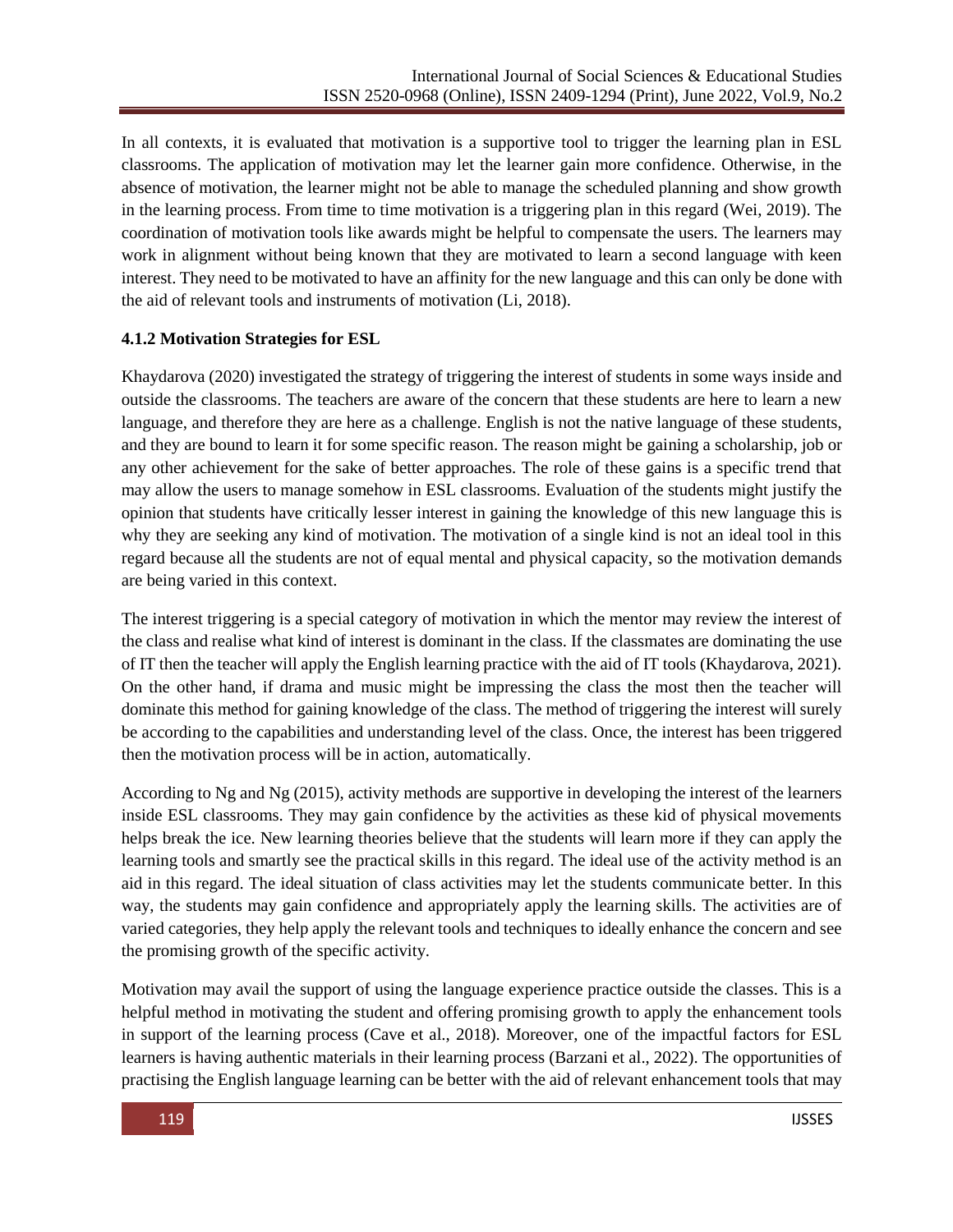In all contexts, it is evaluated that motivation is a supportive tool to trigger the learning plan in ESL classrooms. The application of motivation may let the learner gain more confidence. Otherwise, in the absence of motivation, the learner might not be able to manage the scheduled planning and show growth in the learning process. From time to time motivation is a triggering plan in this regard (Wei, 2019). The coordination of motivation tools like awards might be helpful to compensate the users. The learners may work in alignment without being known that they are motivated to learn a second language with keen interest. They need to be motivated to have an affinity for the new language and this can only be done with the aid of relevant tools and instruments of motivation (Li, 2018).

### 4.1.2 Motivation Strategies for ESL

Khaydarova (2020) investigated the strategy of triggering the interest of students in some ways inside and outside the classrooms. The teachers are aware of the concern that these students are here to learn a new language, and therefore they are here as a challenge. English is not the native language of these students, and they are bound to learn it for some specific reason. The reason might be gaining a scholarship, job or any other achievement for the sake of better approaches. The role of these gains is a specific trend that may allow the users to manage somehow in ESL classrooms. Evaluation of the students might justify the opinion that students have critically lesser interest in gaining the knowledge of this new language this is why they are seeking any kind of motivation. The motivation of a single kind is not an ideal tool in this regard because all the students are not of equal mental and physical capacity, so the motivation demands are being varied in this context.

The interest triggering is a special category of motivation in which the mentor may review the interest of the class and realise what kind of interest is dominant in the class. If the classmates are dominating the use of IT then the teacher will apply the English learning practice with the aid of IT tools (Khaydarova, 2021). On the other hand, if drama and music might be impressing the class the most then the teacher will dominate this method for gaining knowledge of the class. The method of triggering the interest will surely be according to the capabilities and understanding level of the class. Once, the interest has been triggered then the motivation process will be in action, automatically.

According to Ng and Ng (2015), activity methods are supportive in developing the interest of the learners inside ESL classrooms. They may gain confidence by the activities as these kid of physical movements helps break the ice. New learning theories believe that the students will learn more if they can apply the learning tools and smartly see the practical skills in this regard. The ideal use of the activity method is an aid in this regard. The ideal situation of class activities may let the students communicate better. In this way, the students may gain confidence and appropriately apply the learning skills. The activities are of varied categories, they help apply the relevant tools and techniques to ideally enhance the concern and see the promising growth of the specific activity.

Motivation may avail the support of using the language experience practice outside the classes. This is a helpful method in motivating the student and offering promising growth to apply the enhancement tools in support of the learning process (Cave et al., 2018). Moreover, one of the impactful factors for ESL learners is having authentic materials in their learning process (Barzani et al., 2022). The opportunities of practising the English language learning can be better with the aid of relevant enhancement tools that may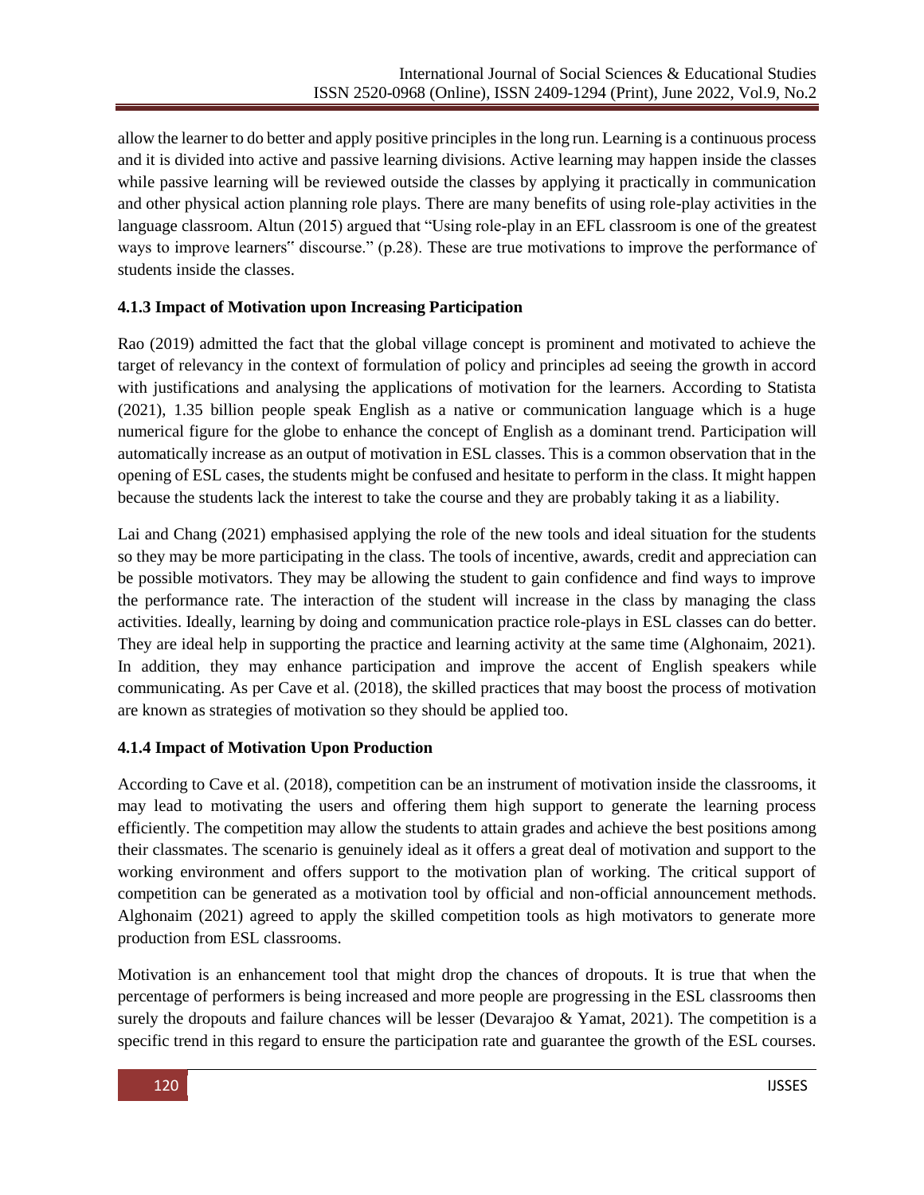allow the learner to do better and apply positive principles in the long run. Learning is a continuous process and it is divided into active and passive learning divisions. Active learning may happen inside the classes while passive learning will be reviewed outside the classes by applying it practically in communication and other physical action planning role plays. There are many benefits of using role-play activities in the language classroom. Altun (2015) argued that "Using role-play in an EFL classroom is one of the greatest ways to improve learners‟ discourse." (p.28). These are true motivations to improve the performance of students inside the classes.

### 4.1.3 Impact of Motivation upon Increasing Participation

Rao (2019) admitted the fact that the global village concept is prominent and motivated to achieve the target of relevancy in the context of formulation of policy and principles ad seeing the growth in accord with justifications and analysing the applications of motivation for the learners. According to Statista (2021), 1.35 billion people speak English as a native or communication language which is a huge numerical figure for the globe to enhance the concept of English as a dominant trend. Participation will automatically increase as an output of motivation in ESL classes. This is a common observation that in the opening of ESL cases, the students might be confused and hesitate to perform in the class. It might happen because the students lack the interest to take the course and they are probably taking it as a liability.

Lai and Chang (2021) emphasised applying the role of the new tools and ideal situation for the students so they may be more participating in the class. The tools of incentive, awards, credit and appreciation can be possible motivators. They may be allowing the student to gain confidence and find ways to improve the performance rate. The interaction of the student will increase in the class by managing the class activities. Ideally, learning by doing and communication practice role-plays in ESL classes can do better. They are ideal help in supporting the practice and learning activity at the same time (Alghonaim, 2021). In addition, they may enhance participation and improve the accent of English speakers while communicating. As per Cave et al. (2018), the skilled practices that may boost the process of motivation are known as strategies of motivation so they should be applied too.

### 4.1.4 Impact of Motivation Upon Production

According to Cave et al. (2018), competition can be an instrument of motivation inside the classrooms, it may lead to motivating the users and offering them high support to generate the learning process efficiently. The competition may allow the students to attain grades and achieve the best positions among their classmates. The scenario is genuinely ideal as it offers a great deal of motivation and support to the working environment and offers support to the motivation plan of working. The critical support of competition can be generated as a motivation tool by official and non-official announcement methods. Alghonaim (2021) agreed to apply the skilled competition tools as high motivators to generate more production from ESL classrooms.

Motivation is an enhancement tool that might drop the chances of dropouts. It is true that when the percentage of performers is being increased and more people are progressing in the ESL classrooms then surely the dropouts and failure chances will be lesser (Devarajoo & Yamat, 2021). The competition is a specific trend in this regard to ensure the participation rate and guarantee the growth of the ESL courses.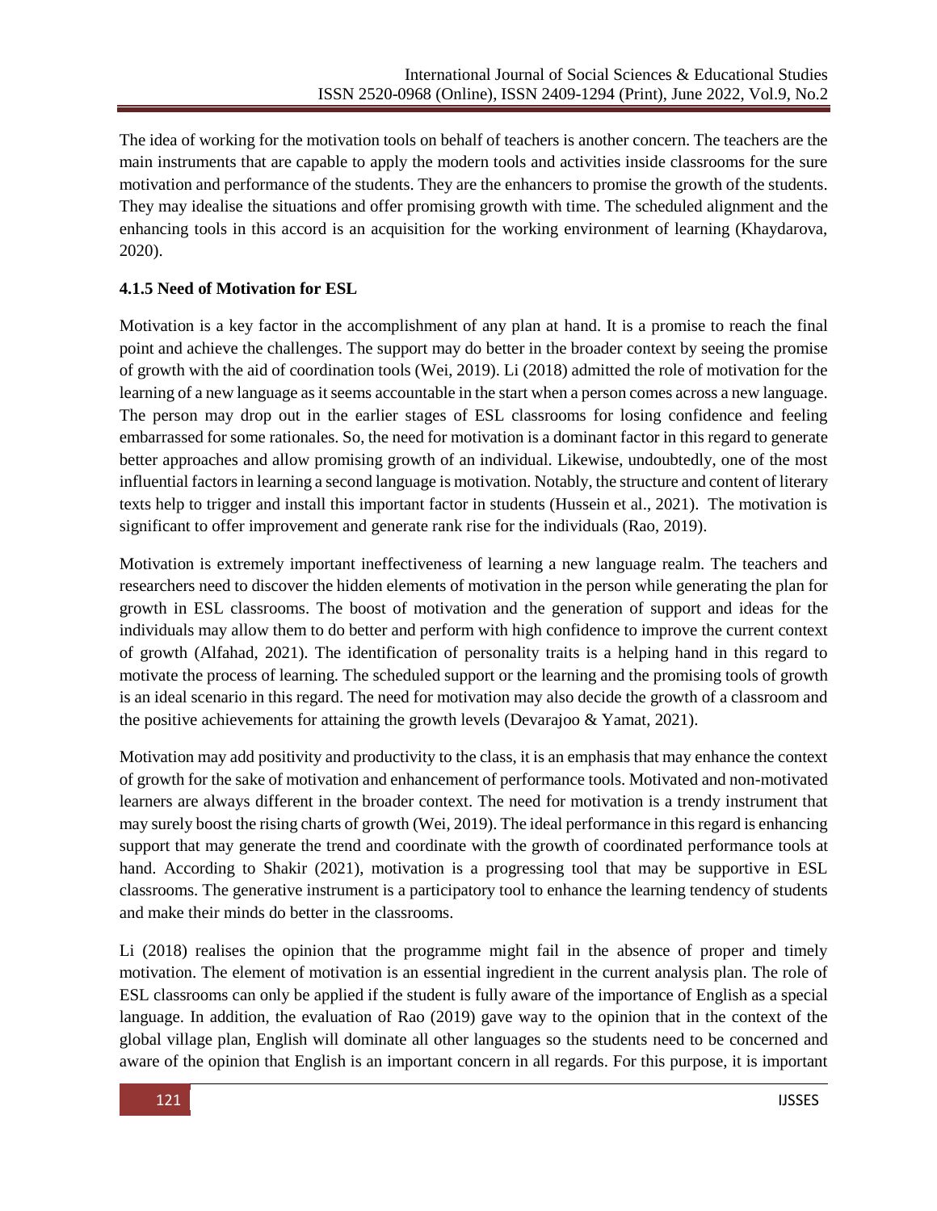The idea of working for the motivation tools on behalf of teachers is another concern. The teachers are the main instruments that are capable to apply the modern tools and activities inside classrooms for the sure motivation and performance of the students. They are the enhancers to promise the growth of the students. They may idealise the situations and offer promising growth with time. The scheduled alignment and the enhancing tools in this accord is an acquisition for the working environment of learning (Khaydarova, 2020).

**4.1.5 Need of Motivation for ESL**

Motivation is a key factor in the accomplishment of any plan at hand. It is a promise to reach the final point and achieve the challenges. The support may do better in the broader context by seeing the promise of growth with the aid of coordination tools (Wei, 2019). Li (2018) admitted the role of motivation for the learning of a new language as it seems accountable in the start when a person comes across a new language. The person may drop out in the earlier stages of ESL classrooms for losing confidence and feeling embarrassed for some rationales. So, the need for motivation is a dominant factor in this regard to generate better approaches and allow promising growth of an individual. Likewise, undoubtedly, one of the most influential factors in learning a second language is motivation. Notably, the structure and content of literary texts help to trigger and install this important factor in students (Hussein et al., 2021). The motivation is significant to offer improvement and generate rank rise for the individuals (Rao, 2019).

Motivation is extremely important ineffectiveness of learning a new language realm. The teachers and researchers need to discover the hidden elements of motivation in the person while generating the plan for growth in ESL classrooms. The boost of motivation and the generation of support and ideas for the individuals may allow them to do better and perform with high confidence to improve the current context of growth (Alfahad, 2021). The identification of personality traits is a helping hand in this regard to motivate the process of learning. The scheduled support or the learning and the promising tools of growth is an ideal scenario in this regard. The need for motivation may also decide the growth of a classroom and the positive achievements for attaining the growth levels (Devarajoo & Yamat, 2021).

Motivation may add positivity and productivity to the class, it is an emphasis that may enhance the context of growth for the sake of motivation and enhancement of performance tools. Motivated and non-motivated learners are always different in the broader context. The need for motivation is a trendy instrument that may surely boost the rising charts of growth (Wei, 2019). The ideal performance in this regard is enhancing support that may generate the trend and coordinate with the growth of coordinated performance tools at hand. According to Shakir (2021), motivation is a progressing tool that may be supportive in ESL classrooms. The generative instrument is a participatory tool to enhance the learning tendency of students and make their minds do better in the classrooms.

Li (2018) realises the opinion that the programme might fail in the absence of proper and timely motivation. The element of motivation is an essential ingredient in the current analysis plan. The role of ESL classrooms can only be applied if the student is fully aware of the importance of English as a special language. In addition, the evaluation of Rao (2019) gave way to the opinion that in the context of the global village plan, English will dominate all other languages so the students need to be concerned and aware of the opinion that English is an important concern in all regards. For this purpose, it is important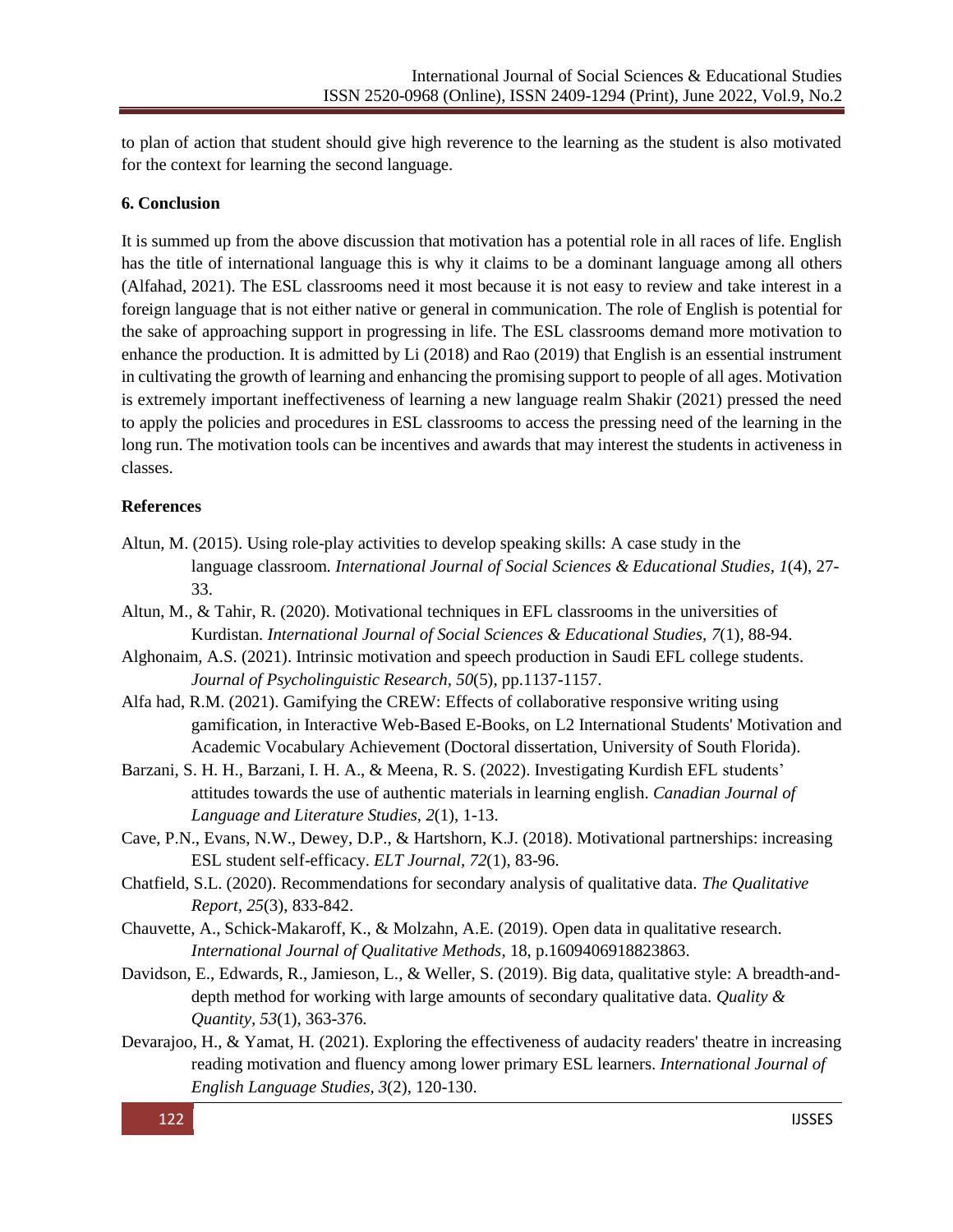to plan of action that student should give high reverence to the learning as the student is also motivated for the context for learning the second language.

## 6. Conclusion

It is summed up from the above discussion that motivation has a potential role in all races of life. English has the title of international language this is why it claims to be a dominant language among all others (Alfahad, 2021). The ESL classrooms need it most because it is not easy to review and take interest in a foreign language that is not either native or general in communication. The role of English is potential for the sake of approaching support in progressing in life. The ESL classrooms demand more motivation to enhance the production. It is admitted by Li (2018) and Rao (2019) that English is an essential instrument in cultivating the growth of learning and enhancing the promising support to people of all ages. Motivation is extremely important ineffectiveness of learning a new language realm Shakir (2021) pressed the need to apply the policies and procedures in ESL classrooms to access the pressing need of the learning in the long run. The motivation tools can be incentives and awards that may interest the students in activeness in classes.

## References

Altun, M. (2015). Using role-play activities to develop speaking skills: A case study in the language classroom. *International Journal of Social Sciences & Educational Studies*, *1*(4), 27-33.

Altun, M., & Tahir, R. (2020). Motivational techniques in EFL classrooms in the universities of Kurdistan. *International Journal of Social Sciences & Educational Studies, 7*(1), 88-94.

Alghonaim, A.S. (2021). Intrinsic motivation and speech production in Saudi EFL college students. *Journal of Psycholinguistic Research*, *50*(5), pp.1137-1157.

Alfa had, R.M. (2021). Gamifying the CREW: Effects of collaborative responsive writing using gamification, in Interactive Web-Based E-Books, on L2 International Students' Motivation and Academic Vocabulary Achievement (Doctoral dissertation, University of South Florida).

Barzani, S. H. H., Barzani, I. H. A., & Meena, R. S. (2022). Investigating Kurdish EFL students' attitudes towards the use of authentic materials in learning english. *Canadian Journal of Language and Literature Studies, 2*(1), 1-13.

Cave, P.N., Evans, N.W., Dewey, D.P., & Hartshorn, K.J. (2018). Motivational partnerships: increasing ESL student self-efficacy. *ELT Journal*, *72*(1), 83-96.

Chatfield, S.L. (2020). Recommendations for secondary analysis of qualitative data. *The Qualitative Report*, *25*(3), 833-842.

Chauvette, A., Schick-Makaroff, K., & Molzahn, A.E. (2019). Open data in qualitative research. *International Journal of Qualitative Methods*, 18, p.1609406918823863.

Davidson, E., Edwards, R., Jamieson, L., & Weller, S. (2019). Big data, qualitative style: A breadth-and-depth method for working with large amounts of secondary qualitative data. *Quality & Quantity*, *53*(1), 363-376.

Devarajoo, H., & Yamat, H. (2021). Exploring the effectiveness of audacity readers' theatre in increasing reading motivation and fluency among lower primary ESL learners. *International Journal of English Language Studies, 3*(2), 120-130.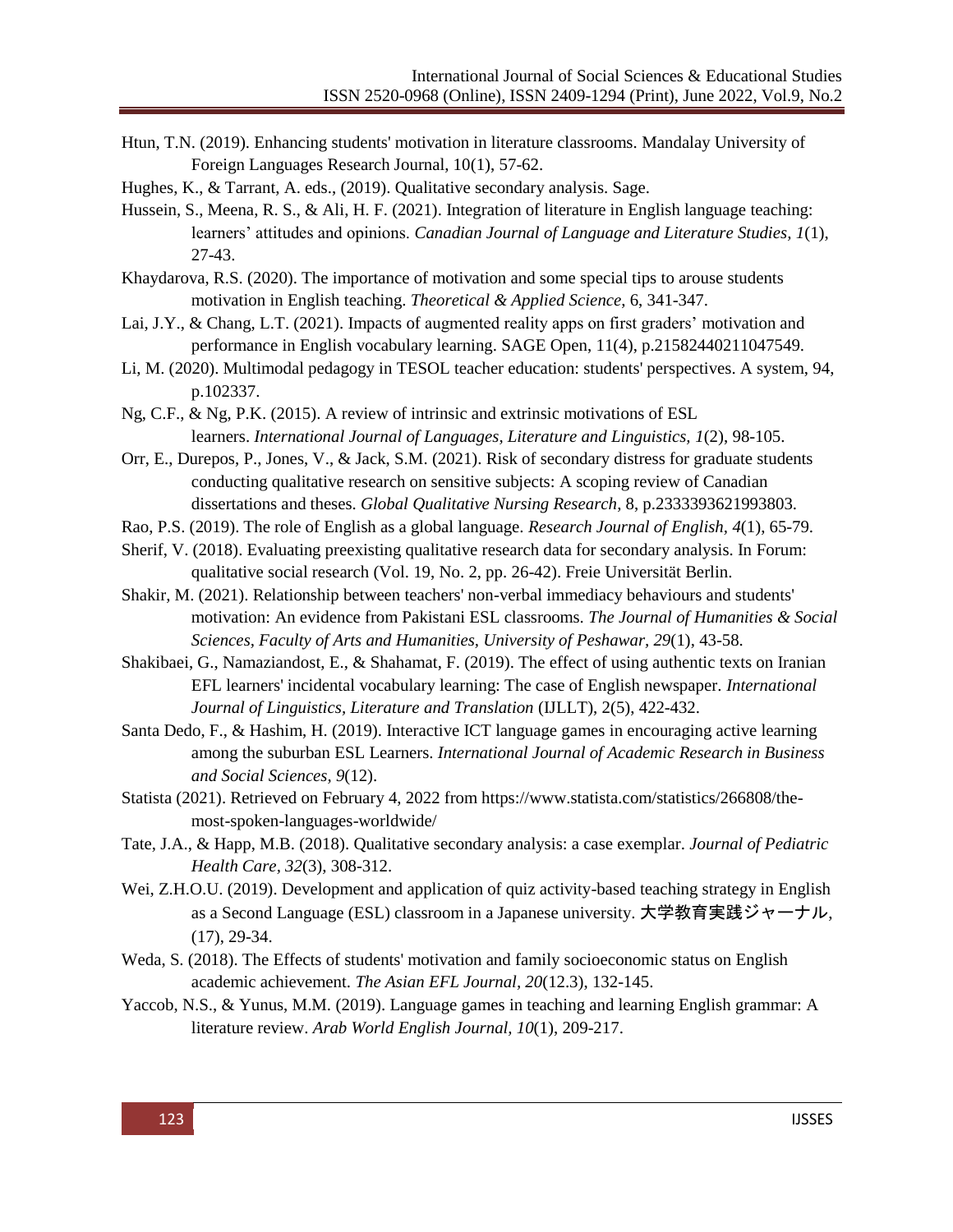Htun, T.N. (2019). Enhancing students' motivation in literature classrooms. Mandalay University of Foreign Languages Research Journal, 10(1), 57-62.

Hughes, K., & Tarrant, A. eds., (2019). Qualitative secondary analysis. Sage.

Hussein, S., Meena, R. S., & Ali, H. F. (2021). Integration of literature in English language teaching: learners' attitudes and opinions. *Canadian Journal of Language and Literature Studies, 1*(1), 27-43.

Khaydarova, R.S. (2020). The importance of motivation and some special tips to arouse students motivation in English teaching. *Theoretical & Applied Science*, 6, 341-347.

Lai, J.Y., & Chang, L.T. (2021). Impacts of augmented reality apps on first graders' motivation and performance in English vocabulary learning. SAGE Open, 11(4), p.21582440211047549.

Li, M. (2020). Multimodal pedagogy in TESOL teacher education: students' perspectives. A system, 94, p.102337.

Ng, C.F., & Ng, P.K. (2015). A review of intrinsic and extrinsic motivations of ESL learners. *International Journal of Languages, Literature and Linguistics, 1*(2), 98-105.

Orr, E., Durepos, P., Jones, V., & Jack, S.M. (2021). Risk of secondary distress for graduate students conducting qualitative research on sensitive subjects: A scoping review of Canadian dissertations and theses. *Global Qualitative Nursing Research*, 8, p.2333393621993803.

Rao, P.S. (2019). The role of English as a global language. *Research Journal of English, 4*(1), 65-79.

Sherif, V. (2018). Evaluating preexisting qualitative research data for secondary analysis. In Forum: qualitative social research (Vol. 19, No. 2, pp. 26-42). Freie Universität Berlin.

Shakir, M. (2021). Relationship between teachers' non-verbal immediacy behaviours and students' motivation: An evidence from Pakistani ESL classrooms. *The Journal of Humanities & Social Sciences, Faculty of Arts and Humanities, University of Peshawar, 29*(1), 43-58.

Shakibaei, G., Namaziandost, E., & Shahamat, F. (2019). The effect of using authentic texts on Iranian EFL learners' incidental vocabulary learning: The case of English newspaper. *International Journal of Linguistics, Literature and Translation* (IJLLT), 2(5), 422-432.

Santa Dedo, F., & Hashim, H. (2019). Interactive ICT language games in encouraging active learning among the suburban ESL Learners. *International Journal of Academic Research in Business and Social Sciences, 9*(12).

Statista (2021). Retrieved on February 4, 2022 from https://www.statista.com/statistics/266808/the-most-spoken-languages-worldwide/

Tate, J.A., & Happ, M.B. (2018). Qualitative secondary analysis: a case exemplar. *Journal of Pediatric Health Care, 32*(3), 308-312.

Wei, Z.H.O.U. (2019). Development and application of quiz activity-based teaching strategy in English as a Second Language (ESL) classroom in a Japanese university. 大学教育実践ジャーナル, (17), 29-34.

Weda, S. (2018). The Effects of students' motivation and family socioeconomic status on English academic achievement. *The Asian EFL Journal, 20*(12.3), 132-145.

Yaccob, N.S., & Yunus, M.M. (2019). Language games in teaching and learning English grammar: A literature review. *Arab World English Journal, 10*(1), 209-217.